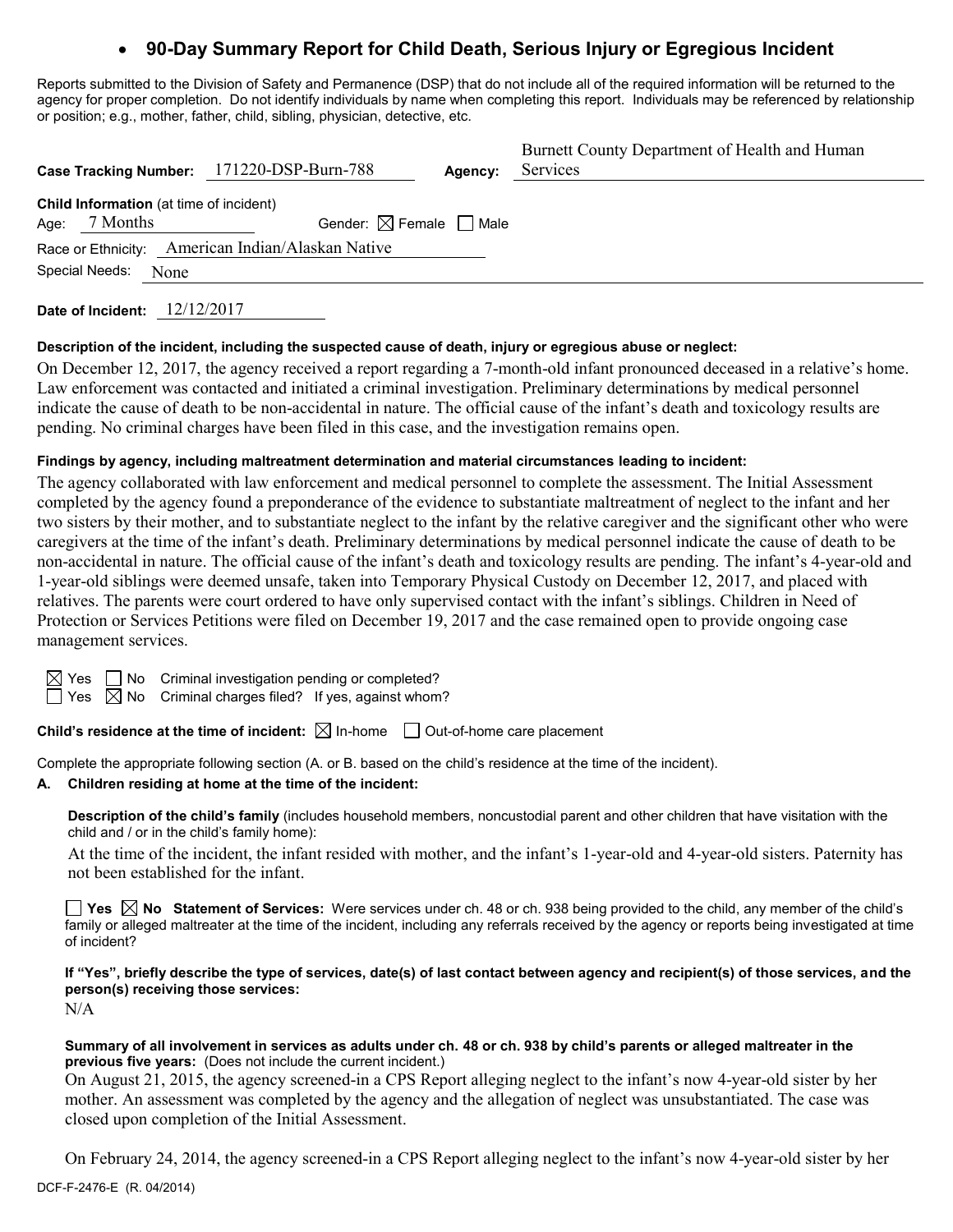# 90-Day Summary Report for Child Death, Serious Injury or Egregious Incident

Reports submitted to the Division of Safety and Permanence (DSP) that do not include all of the required information will be returned to the agency for proper completion. Do not identify individuals by name when completing this report. Individuals may be referenced by relationship or position; e.g., mother, father, child, sibling, physician, detective, etc.

**Case Tracking Number:** 171220-DSP-Burn-788 **Agency:** Burnett County Department of Health and Human Services

**Child Information** (at time of incident)

Age: 7 Months Gender: ☒ Female ☐ Male

Race or Ethnicity: American Indian/Alaskan Native

Special Needs: None

**Date of Incident:** 12/12/2017

**Description of the incident, including the suspected cause of death, injury or egregious abuse or neglect:**

On December 12, 2017, the agency received a report regarding a 7-month-old infant pronounced deceased in a relative's home. Law enforcement was contacted and initiated a criminal investigation. Preliminary determinations by medical personnel indicate the cause of death to be non-accidental in nature. The official cause of the infant's death and toxicology results are pending. No criminal charges have been filed in this case, and the investigation remains open.

**Findings by agency, including maltreatment determination and material circumstances leading to incident:**

The agency collaborated with law enforcement and medical personnel to complete the assessment. The Initial Assessment completed by the agency found a preponderance of the evidence to substantiate maltreatment of neglect to the infant and her two sisters by their mother, and to substantiate neglect to the infant by the relative caregiver and the significant other who were caregivers at the time of the infant's death. Preliminary determinations by medical personnel indicate the cause of death to be non-accidental in nature. The official cause of the infant's death and toxicology results are pending. The infant's 4-year-old and 1-year-old siblings were deemed unsafe, taken into Temporary Physical Custody on December 12, 2017, and placed with relatives. The parents were court ordered to have only supervised contact with the infant's siblings. Children in Need of Protection or Services Petitions were filed on December 19, 2017 and the case remained open to provide ongoing case management services.

☒ Yes ☐ No Criminal investigation pending or completed?

☐ Yes ☒ No Criminal charges filed? If yes, against whom?

**Child's residence at the time of incident:** ☒ In-home ☐ Out-of-home care placement

Complete the appropriate following section (A. or B. based on the child's residence at the time of the incident).

**A. Children residing at home at the time of the incident:**

**Description of the child's family** (includes household members, noncustodial parent and other children that have visitation with the child and / or in the child's family home):

At the time of the incident, the infant resided with mother, and the infant's 1-year-old and 4-year-old sisters. Paternity has not been established for the infant.

☐ **Yes** ☒ **No Statement of Services:** Were services under ch. 48 or ch. 938 being provided to the child, any member of the child's family or alleged maltreater at the time of the incident, including any referrals received by the agency or reports being investigated at time of incident?

**If "Yes", briefly describe the type of services, date(s) of last contact between agency and recipient(s) of those services, and the person(s) receiving those services:**

N/A

**Summary of all involvement in services as adults under ch. 48 or ch. 938 by child's parents or alleged maltreater in the previous five years:** (Does not include the current incident.)

On August 21, 2015, the agency screened-in a CPS Report alleging neglect to the infant's now 4-year-old sister by her mother. An assessment was completed by the agency and the allegation of neglect was unsubstantiated. The case was closed upon completion of the Initial Assessment.

On February 24, 2014, the agency screened-in a CPS Report alleging neglect to the infant's now 4-year-old sister by her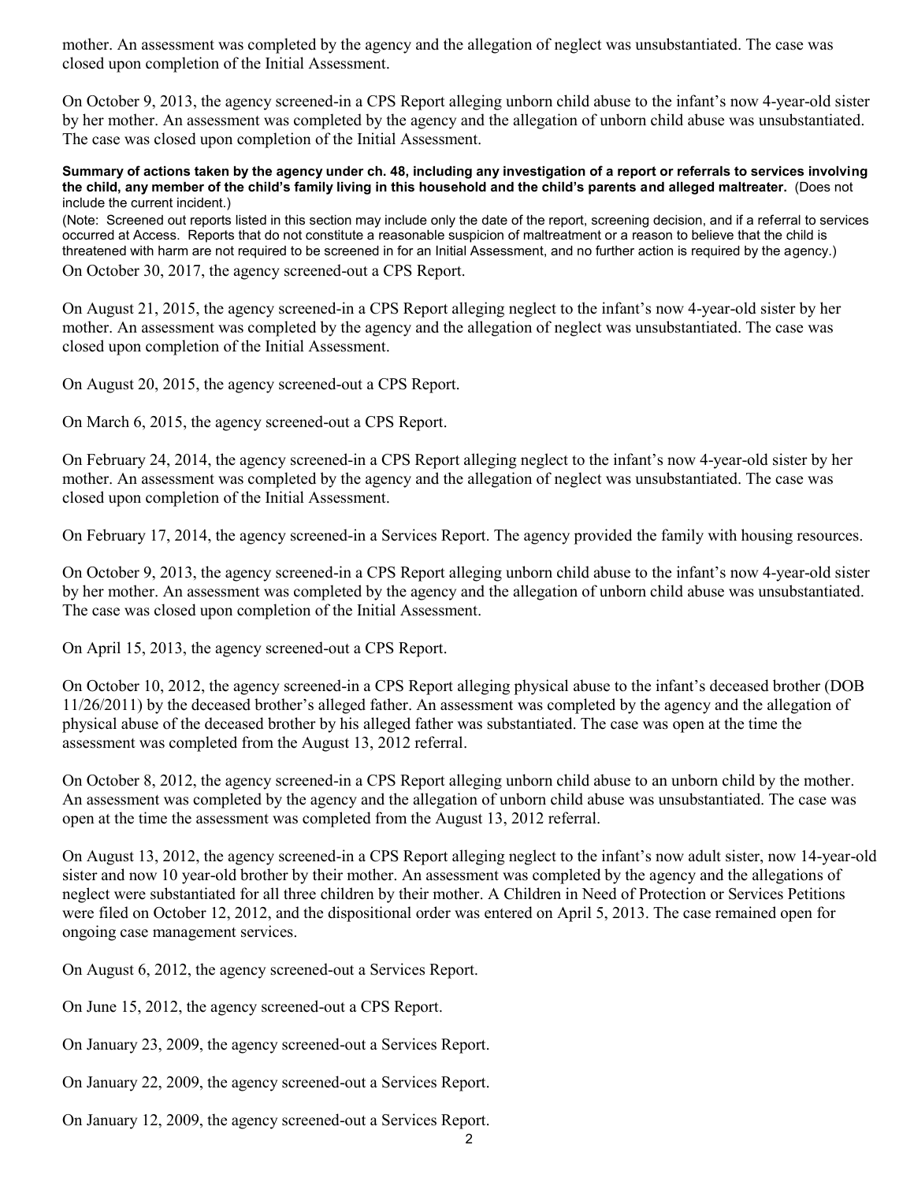mother. An assessment was completed by the agency and the allegation of neglect was unsubstantiated. The case was closed upon completion of the Initial Assessment.

On October 9, 2013, the agency screened-in a CPS Report alleging unborn child abuse to the infant's now 4-year-old sister by her mother. An assessment was completed by the agency and the allegation of unborn child abuse was unsubstantiated. The case was closed upon completion of the Initial Assessment.

**Summary of actions taken by the agency under ch. 48, including any investigation of a report or referrals to services involving the child, any member of the child's family living in this household and the child's parents and alleged maltreater.** (Does not include the current incident.)

(Note: Screened out reports listed in this section may include only the date of the report, screening decision, and if a referral to services occurred at Access. Reports that do not constitute a reasonable suspicion of maltreatment or a reason to believe that the child is threatened with harm are not required to be screened in for an Initial Assessment, and no further action is required by the agency.)

On October 30, 2017, the agency screened-out a CPS Report.

On August 21, 2015, the agency screened-in a CPS Report alleging neglect to the infant's now 4-year-old sister by her mother. An assessment was completed by the agency and the allegation of neglect was unsubstantiated. The case was closed upon completion of the Initial Assessment.

On August 20, 2015, the agency screened-out a CPS Report.

On March 6, 2015, the agency screened-out a CPS Report.

On February 24, 2014, the agency screened-in a CPS Report alleging neglect to the infant's now 4-year-old sister by her mother. An assessment was completed by the agency and the allegation of neglect was unsubstantiated. The case was closed upon completion of the Initial Assessment.

On February 17, 2014, the agency screened-in a Services Report. The agency provided the family with housing resources.

On October 9, 2013, the agency screened-in a CPS Report alleging unborn child abuse to the infant's now 4-year-old sister by her mother. An assessment was completed by the agency and the allegation of unborn child abuse was unsubstantiated. The case was closed upon completion of the Initial Assessment.

On April 15, 2013, the agency screened-out a CPS Report.

On October 10, 2012, the agency screened-in a CPS Report alleging physical abuse to the infant's deceased brother (DOB 11/26/2011) by the deceased brother's alleged father. An assessment was completed by the agency and the allegation of physical abuse of the deceased brother by his alleged father was substantiated. The case was open at the time the assessment was completed from the August 13, 2012 referral.

On October 8, 2012, the agency screened-in a CPS Report alleging unborn child abuse to an unborn child by the mother. An assessment was completed by the agency and the allegation of unborn child abuse was unsubstantiated. The case was open at the time the assessment was completed from the August 13, 2012 referral.

On August 13, 2012, the agency screened-in a CPS Report alleging neglect to the infant's now adult sister, now 14-year-old sister and now 10 year-old brother by their mother. An assessment was completed by the agency and the allegations of neglect were substantiated for all three children by their mother. A Children in Need of Protection or Services Petitions were filed on October 12, 2012, and the dispositional order was entered on April 5, 2013. The case remained open for ongoing case management services.

On August 6, 2012, the agency screened-out a Services Report.

On June 15, 2012, the agency screened-out a CPS Report.

On January 23, 2009, the agency screened-out a Services Report.

On January 22, 2009, the agency screened-out a Services Report.

On January 12, 2009, the agency screened-out a Services Report.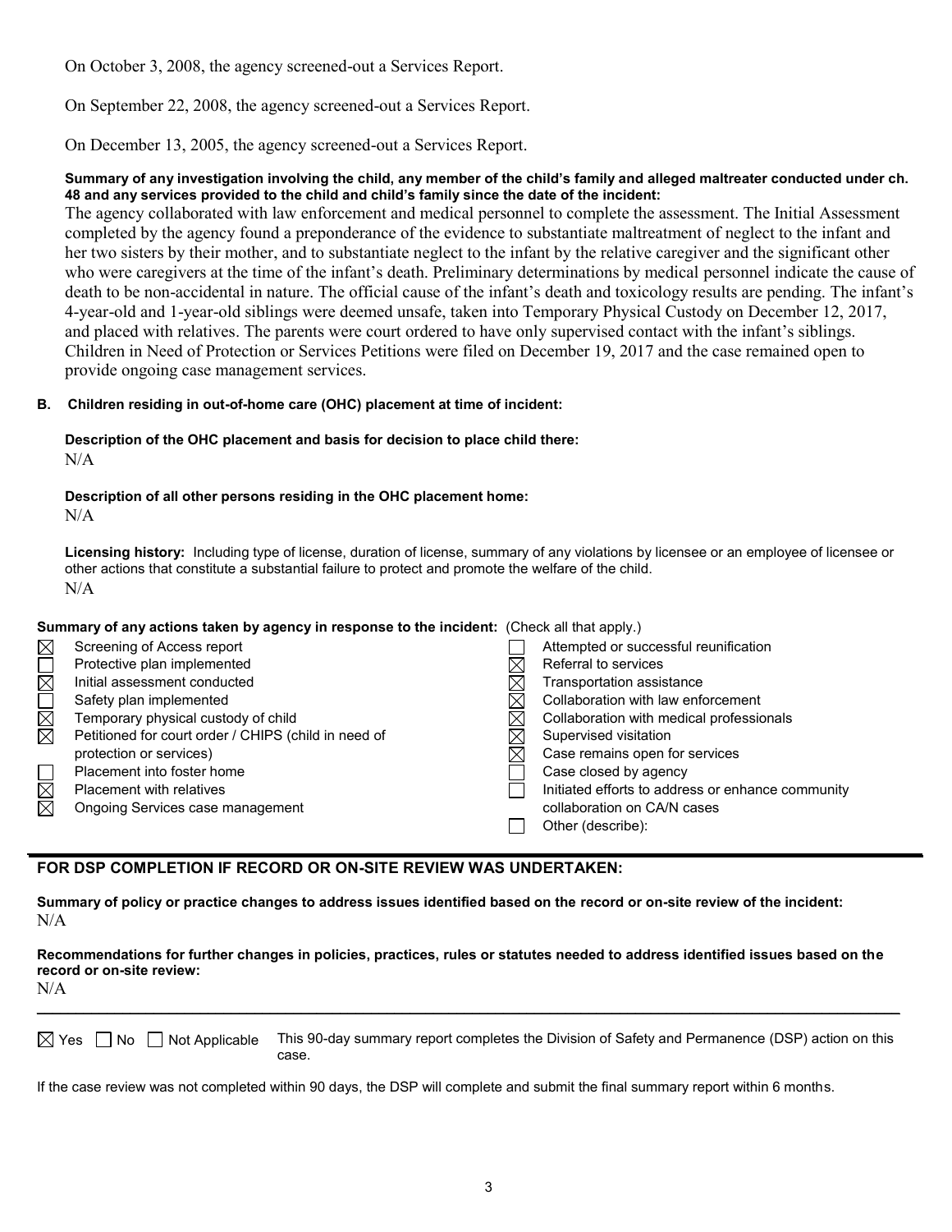On October 3, 2008, the agency screened-out a Services Report.

On September 22, 2008, the agency screened-out a Services Report.

On December 13, 2005, the agency screened-out a Services Report.

**Summary of any investigation involving the child, any member of the child's family and alleged maltreater conducted under ch. 48 and any services provided to the child and child's family since the date of the incident:**

The agency collaborated with law enforcement and medical personnel to complete the assessment. The Initial Assessment completed by the agency found a preponderance of the evidence to substantiate maltreatment of neglect to the infant and her two sisters by their mother, and to substantiate neglect to the infant by the relative caregiver and the significant other who were caregivers at the time of the infant's death. Preliminary determinations by medical personnel indicate the cause of death to be non-accidental in nature. The official cause of the infant's death and toxicology results are pending. The infant's 4-year-old and 1-year-old siblings were deemed unsafe, taken into Temporary Physical Custody on December 12, 2017, and placed with relatives. The parents were court ordered to have only supervised contact with the infant's siblings. Children in Need of Protection or Services Petitions were filed on December 19, 2017 and the case remained open to provide ongoing case management services.

**B. Children residing in out-of-home care (OHC) placement at time of incident:**

**Description of the OHC placement and basis for decision to place child there:**
N/A

**Description of all other persons residing in the OHC placement home:**
N/A

**Licensing history:** Including type of license, duration of license, summary of any violations by licensee or an employee of licensee or other actions that constitute a substantial failure to protect and promote the welfare of the child.
N/A

**Summary of any actions taken by agency in response to the incident:** (Check all that apply.)

- ☒ Screening of Access report
- ☐ Protective plan implemented
- ☒ Initial assessment conducted
- ☐ Safety plan implemented
- ☒ Temporary physical custody of child
- ☒ Petitioned for court order / CHIPS (child in need of protection or services)
- ☐ Placement into foster home
- ☒ Placement with relatives
- ☒ Ongoing Services case management
- ☐ Attempted or successful reunification
- ☒ Referral to services
- ☒ Transportation assistance
- ☒ Collaboration with law enforcement
- ☒ Collaboration with medical professionals
- ☒ Supervised visitation
- ☒ Case remains open for services
- ☐ Case closed by agency
- ☐ Initiated efforts to address or enhance community collaboration on CA/N cases
- ☐ Other (describe):

## FOR DSP COMPLETION IF RECORD OR ON-SITE REVIEW WAS UNDERTAKEN:

**Summary of policy or practice changes to address issues identified based on the record or on-site review of the incident:**
N/A

**Recommendations for further changes in policies, practices, rules or statutes needed to address identified issues based on the record or on-site review:**
N/A

☒ Yes ☐ No ☐ Not Applicable This 90-day summary report completes the Division of Safety and Permanence (DSP) action on this case.

If the case review was not completed within 90 days, the DSP will complete and submit the final summary report within 6 months.